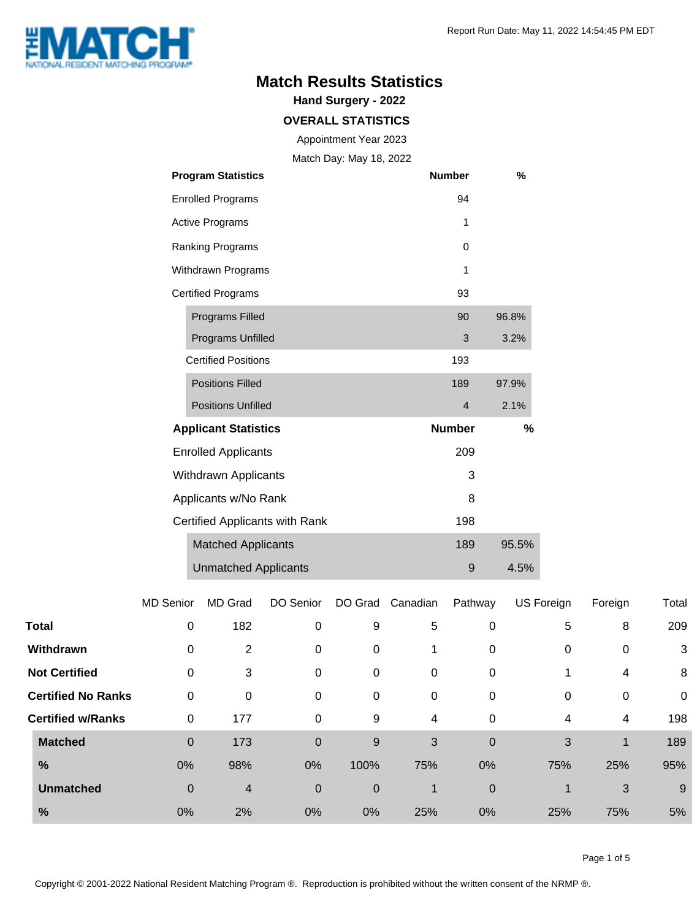# Match Results Statistics

## Hand Surgery - 2022

### OVERALL STATISTICS

Appointment Year 2023

Match Day: May 18, 2022

Report Run Date: May 11, 2022 14:54:45 PM EDT

| Program Statistics | Number | % |
|---|---|---|
| Enrolled Programs | 94 | |
| Active Programs | 1 | |
| Ranking Programs | 0 | |
| Withdrawn Programs | 1 | |
| Certified Programs | 93 | |
| Programs Filled | 90 | 96.8% |
| Programs Unfilled | 3 | 3.2% |
| Certified Positions | 193 | |
| Positions Filled | 189 | 97.9% |
| Positions Unfilled | 4 | 2.1% |

| Applicant Statistics | Number | % |
|---|---|---|
| Enrolled Applicants | 209 | |
| Withdrawn Applicants | 3 | |
| Applicants w/No Rank | 8 | |
| Certified Applicants with Rank | 198 | |
| Matched Applicants | 189 | 95.5% |
| Unmatched Applicants | 9 | 4.5% |

| | MD Senior | MD Grad | DO Senior | DO Grad | Canadian | Pathway | US Foreign | Foreign | Total |
|---|---|---|---|---|---|---|---|---|---|
| **Total** | 0 | 182 | 0 | 9 | 5 | 0 | 5 | 8 | 209 |
| **Withdrawn** | 0 | 2 | 0 | 0 | 1 | 0 | 0 | 0 | 3 |
| **Not Certified** | 0 | 3 | 0 | 0 | 0 | 0 | 1 | 4 | 8 |
| **Certified No Ranks** | 0 | 0 | 0 | 0 | 0 | 0 | 0 | 0 | 0 |
| **Certified w/Ranks** | 0 | 177 | 0 | 9 | 4 | 0 | 4 | 4 | 198 |
| **Matched** | 0 | 173 | 0 | 9 | 3 | 0 | 3 | 1 | 189 |
| **%** | 0% | 98% | 0% | 100% | 75% | 0% | 75% | 25% | 95% |
| **Unmatched** | 0 | 4 | 0 | 0 | 1 | 0 | 1 | 3 | 9 |
| **%** | 0% | 2% | 0% | 0% | 25% | 0% | 25% | 75% | 5% |

Copyright © 2001-2022 National Resident Matching Program ®. Reproduction is prohibited without the written consent of the NRMP ®.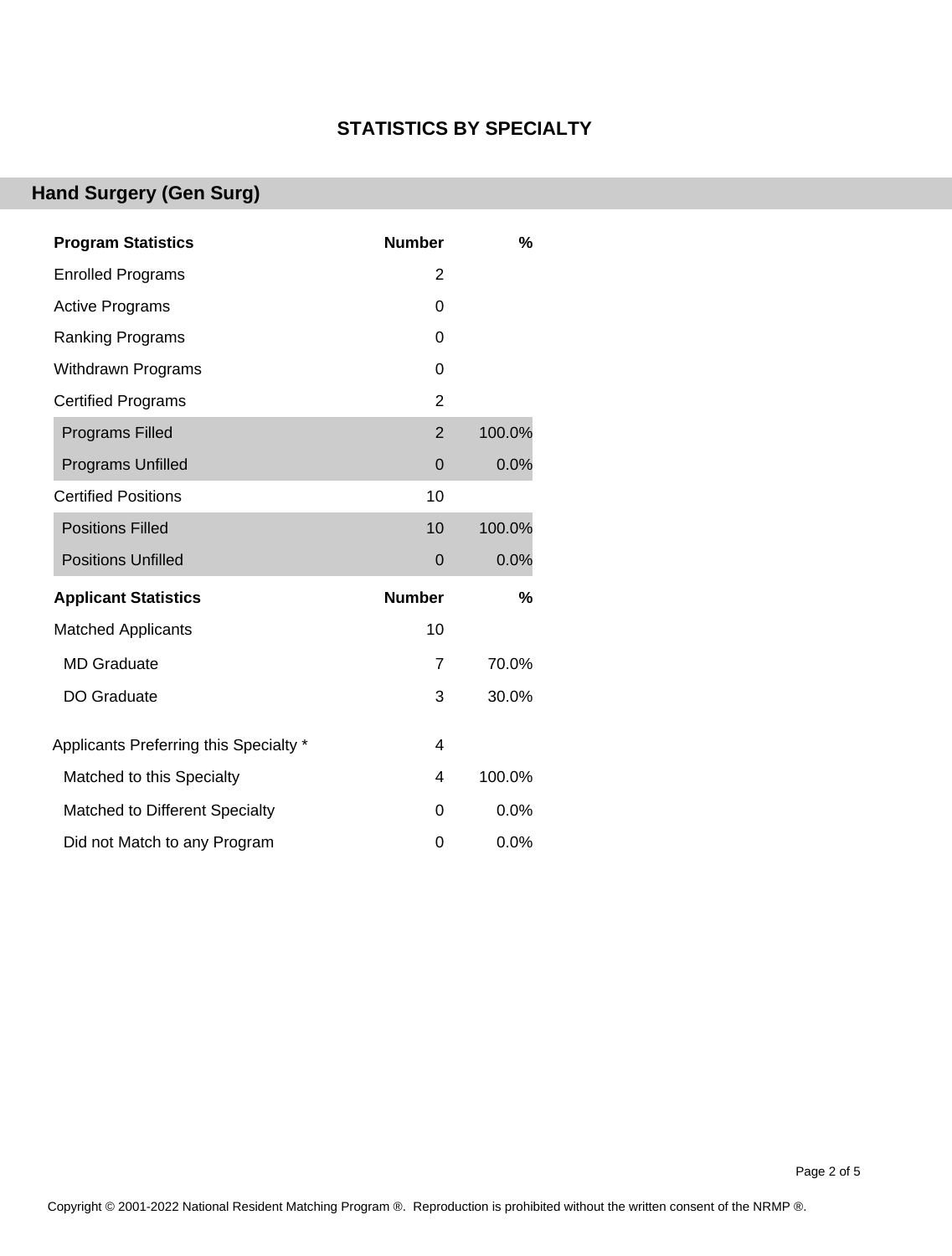# STATISTICS BY SPECIALTY

## Hand Surgery (Gen Surg)

| Program Statistics | Number | % |
|---|---|---|
| Enrolled Programs | 2 | |
| Active Programs | 0 | |
| Ranking Programs | 0 | |
| Withdrawn Programs | 0 | |
| Certified Programs | 2 | |
| Programs Filled | 2 | 100.0% |
| Programs Unfilled | 0 | 0.0% |
| Certified Positions | 10 | |
| Positions Filled | 10 | 100.0% |
| Positions Unfilled | 0 | 0.0% |

| Applicant Statistics | Number | % |
|---|---|---|
| Matched Applicants | 10 | |
| MD Graduate | 7 | 70.0% |
| DO Graduate | 3 | 30.0% |
| Applicants Preferring this Specialty * | 4 | |
| Matched to this Specialty | 4 | 100.0% |
| Matched to Different Specialty | 0 | 0.0% |
| Did not Match to any Program | 0 | 0.0% |

Copyright © 2001-2022 National Resident Matching Program ®. Reproduction is prohibited without the written consent of the NRMP ®.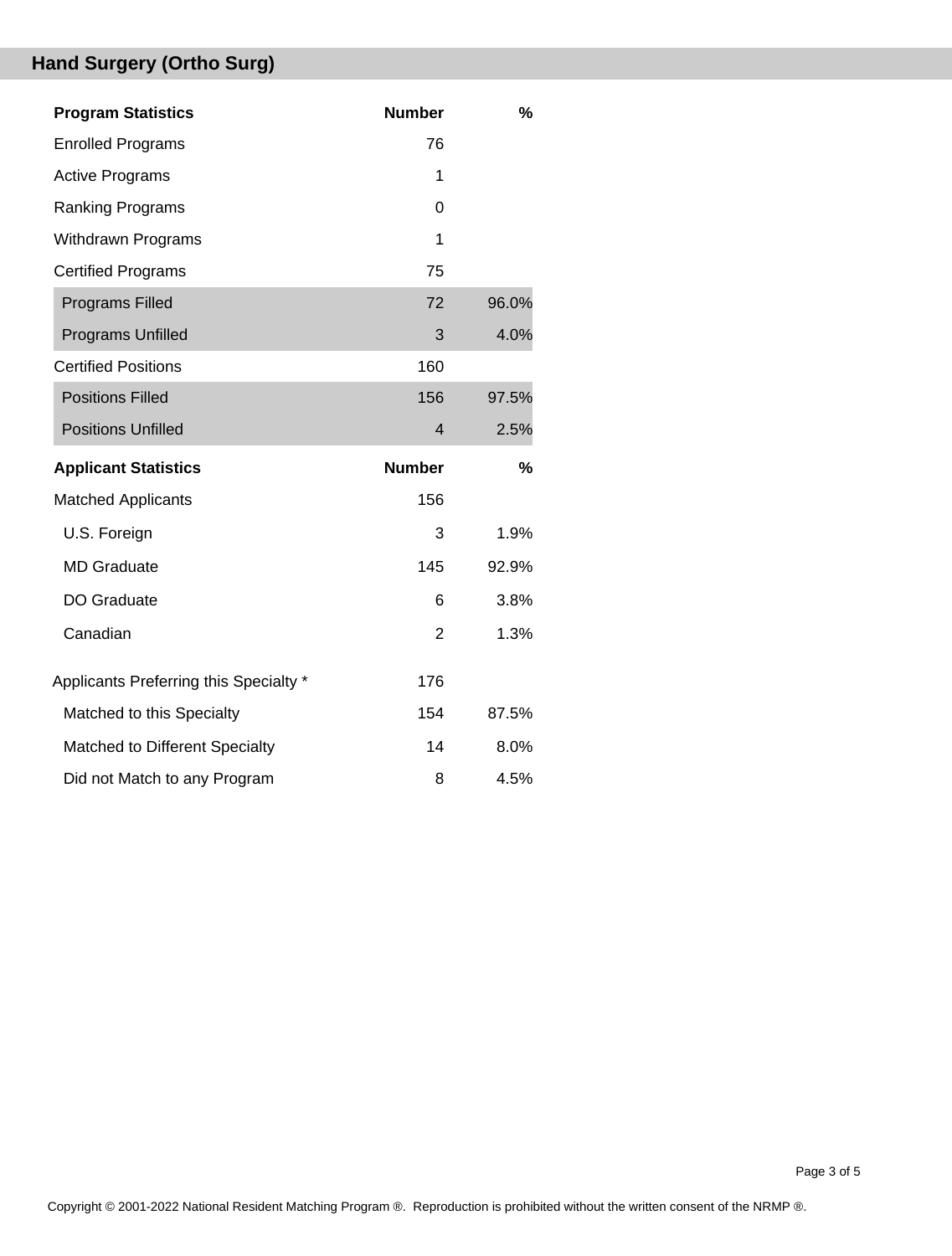## Hand Surgery (Ortho Surg)

| Program Statistics | Number | % |
|---|---|---|
| Enrolled Programs | 76 | |
| Active Programs | 1 | |
| Ranking Programs | 0 | |
| Withdrawn Programs | 1 | |
| Certified Programs | 75 | |
| Programs Filled | 72 | 96.0% |
| Programs Unfilled | 3 | 4.0% |
| Certified Positions | 160 | |
| Positions Filled | 156 | 97.5% |
| Positions Unfilled | 4 | 2.5% |

| Applicant Statistics | Number | % |
|---|---|---|
| Matched Applicants | 156 | |
| U.S. Foreign | 3 | 1.9% |
| MD Graduate | 145 | 92.9% |
| DO Graduate | 6 | 3.8% |
| Canadian | 2 | 1.3% |
| Applicants Preferring this Specialty * | 176 | |
| Matched to this Specialty | 154 | 87.5% |
| Matched to Different Specialty | 14 | 8.0% |
| Did not Match to any Program | 8 | 4.5% |

Copyright © 2001-2022 National Resident Matching Program ®. Reproduction is prohibited without the written consent of the NRMP ®.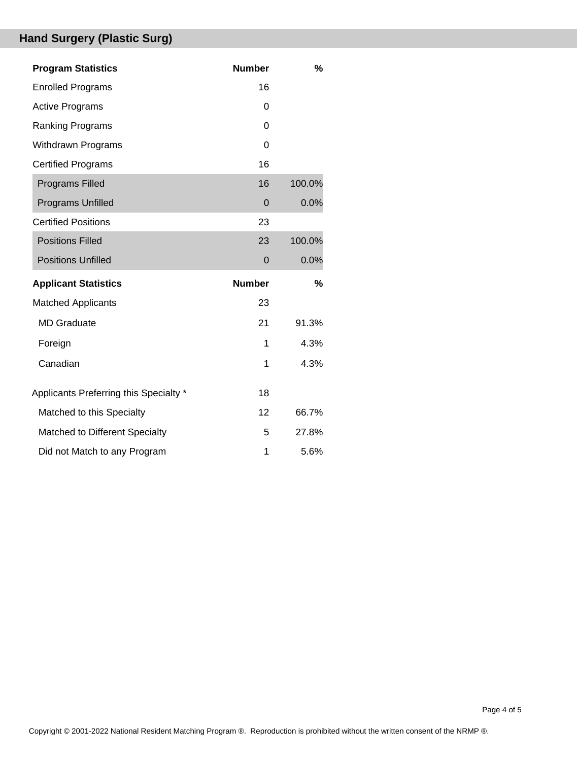## Hand Surgery (Plastic Surg)

| Program Statistics | Number | % |
|---|---|---|
| Enrolled Programs | 16 | |
| Active Programs | 0 | |
| Ranking Programs | 0 | |
| Withdrawn Programs | 0 | |
| Certified Programs | 16 | |
| Programs Filled | 16 | 100.0% |
| Programs Unfilled | 0 | 0.0% |
| Certified Positions | 23 | |
| Positions Filled | 23 | 100.0% |
| Positions Unfilled | 0 | 0.0% |

| Applicant Statistics | Number | % |
|---|---|---|
| Matched Applicants | 23 | |
| MD Graduate | 21 | 91.3% |
| Foreign | 1 | 4.3% |
| Canadian | 1 | 4.3% |
| Applicants Preferring this Specialty * | 18 | |
| Matched to this Specialty | 12 | 66.7% |
| Matched to Different Specialty | 5 | 27.8% |
| Did not Match to any Program | 1 | 5.6% |

Copyright © 2001-2022 National Resident Matching Program ®. Reproduction is prohibited without the written consent of the NRMP ®.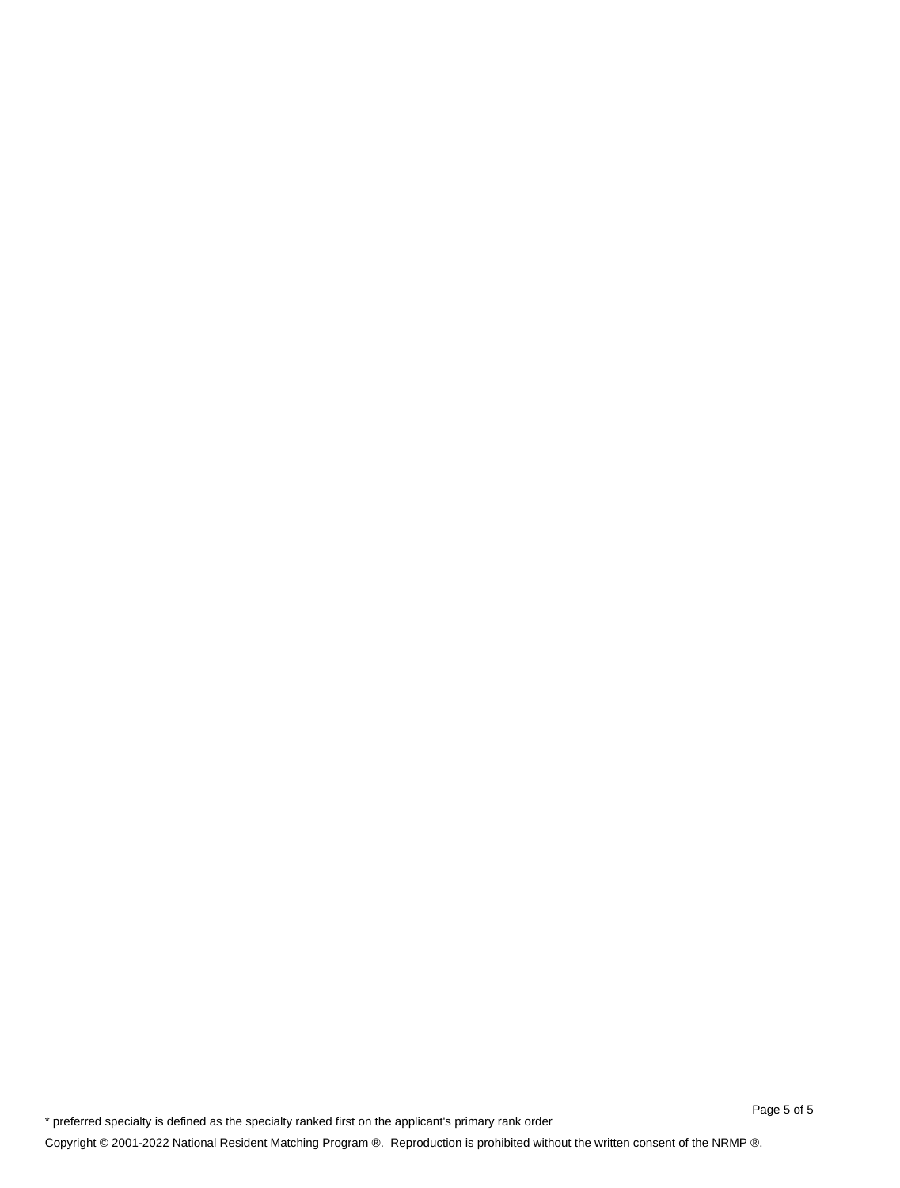* preferred specialty is defined as the specialty ranked first on the applicant's primary rank order